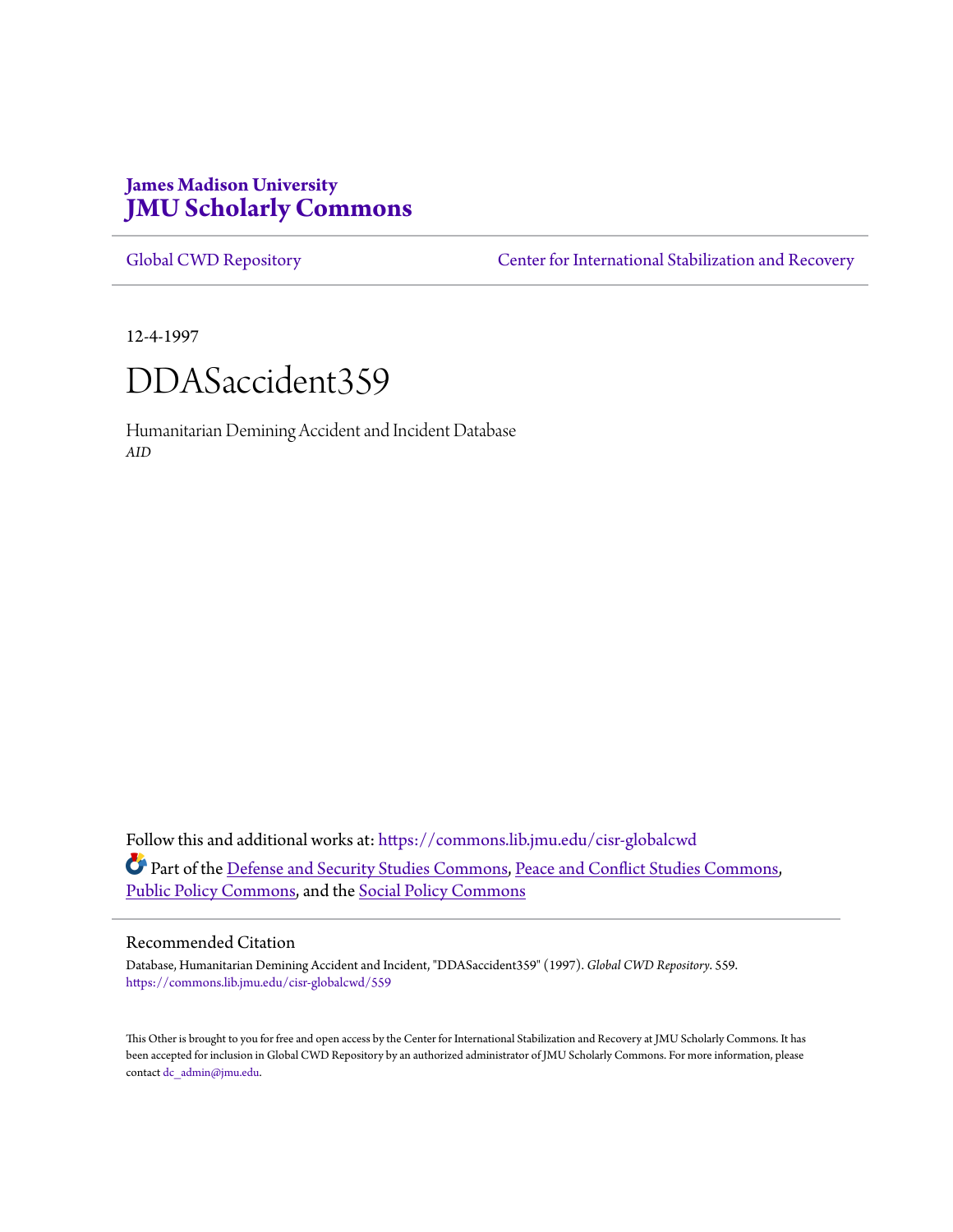James Madison University
# JMU Scholarly Commons

Global CWD Repository | Center for International Stabilization and Recovery

12-4-1997

# DDASaccident359

Humanitarian Demining Accident and Incident Database
*AID*

Follow this and additional works at: https://commons.lib.jmu.edu/cisr-globalcwd

Part of the Defense and Security Studies Commons, Peace and Conflict Studies Commons, Public Policy Commons, and the Social Policy Commons

## Recommended Citation

Database, Humanitarian Demining Accident and Incident, "DDASaccident359" (1997). *Global CWD Repository*. 559.
https://commons.lib.jmu.edu/cisr-globalcwd/559

This Other is brought to you for free and open access by the Center for International Stabilization and Recovery at JMU Scholarly Commons. It has been accepted for inclusion in Global CWD Repository by an authorized administrator of JMU Scholarly Commons. For more information, please contact dc_admin@jmu.edu.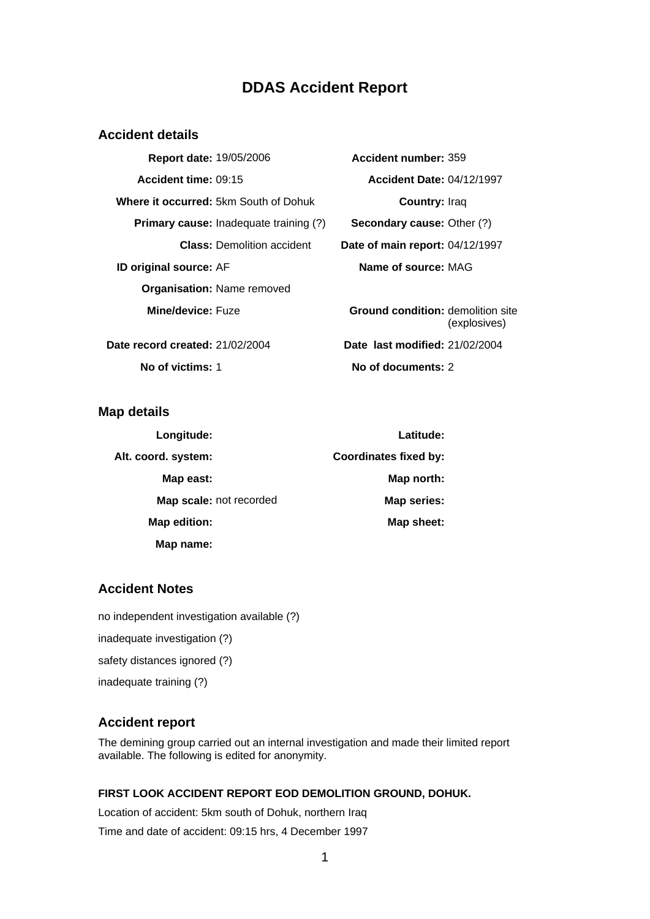# DDAS Accident Report

## Accident details

| | | | |
|---|---|---|---|
| **Report date:** | 19/05/2006 | **Accident number:** | 359 |
| **Accident time:** | 09:15 | **Accident Date:** | 04/12/1997 |
| **Where it occurred:** | 5km South of Dohuk | **Country:** | Iraq |
| **Primary cause:** | Inadequate training (?) | **Secondary cause:** | Other (?) |
| **Class:** | Demolition accident | **Date of main report:** | 04/12/1997 |
| **ID original source:** | AF | **Name of source:** | MAG |
| **Organisation:** | Name removed | | |
| **Mine/device:** | Fuze | **Ground condition:** | demolition site (explosives) |
| **Date record created:** | 21/02/2004 | **Date last modified:** | 21/02/2004 |
| **No of victims:** | 1 | **No of documents:** | 2 |

## Map details

| | | | |
|---|---|---|---|
| **Longitude:** | | **Latitude:** | |
| **Alt. coord. system:** | | **Coordinates fixed by:** | |
| **Map east:** | | **Map north:** | |
| **Map scale:** | not recorded | **Map series:** | |
| **Map edition:** | | **Map sheet:** | |
| **Map name:** | | | |

## Accident Notes

no independent investigation available (?)

inadequate investigation (?)

safety distances ignored (?)

inadequate training (?)

## Accident report

The demining group carried out an internal investigation and made their limited report available. The following is edited for anonymity.

**FIRST LOOK ACCIDENT REPORT EOD DEMOLITION GROUND, DOHUK.**

Location of accident: 5km south of Dohuk, northern Iraq

Time and date of accident: 09:15 hrs, 4 December 1997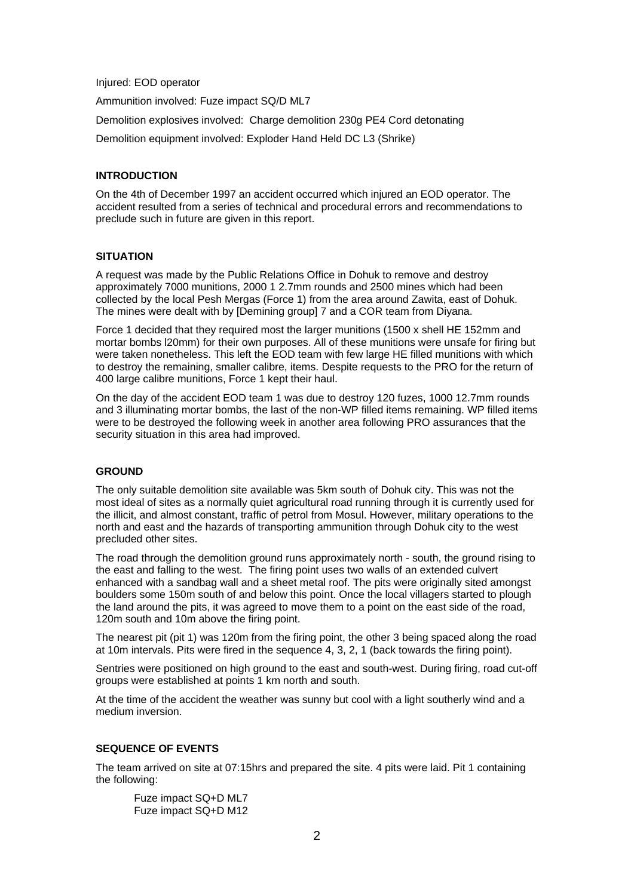Injured: EOD operator

Ammunition involved: Fuze impact SQ/D ML7

Demolition explosives involved: Charge demolition 230g PE4 Cord detonating

Demolition equipment involved: Exploder Hand Held DC L3 (Shrike)

## INTRODUCTION

On the 4th of December 1997 an accident occurred which injured an EOD operator. The accident resulted from a series of technical and procedural errors and recommendations to preclude such in future are given in this report.

## SITUATION

A request was made by the Public Relations Office in Dohuk to remove and destroy approximately 7000 munitions, 2000 1 2.7mm rounds and 2500 mines which had been collected by the local Pesh Mergas (Force 1) from the area around Zawita, east of Dohuk. The mines were dealt with by [Demining group] 7 and a COR team from Diyana.

Force 1 decided that they required most the larger munitions (1500 x shell HE 152mm and mortar bombs l20mm) for their own purposes. All of these munitions were unsafe for firing but were taken nonetheless. This left the EOD team with few large HE filled munitions with which to destroy the remaining, smaller calibre, items. Despite requests to the PRO for the return of 400 large calibre munitions, Force 1 kept their haul.

On the day of the accident EOD team 1 was due to destroy 120 fuzes, 1000 12.7mm rounds and 3 illuminating mortar bombs, the last of the non-WP filled items remaining. WP filled items were to be destroyed the following week in another area following PRO assurances that the security situation in this area had improved.

## GROUND

The only suitable demolition site available was 5km south of Dohuk city. This was not the most ideal of sites as a normally quiet agricultural road running through it is currently used for the illicit, and almost constant, traffic of petrol from Mosul. However, military operations to the north and east and the hazards of transporting ammunition through Dohuk city to the west precluded other sites.

The road through the demolition ground runs approximately north - south, the ground rising to the east and falling to the west. The firing point uses two walls of an extended culvert enhanced with a sandbag wall and a sheet metal roof. The pits were originally sited amongst boulders some 150m south of and below this point. Once the local villagers started to plough the land around the pits, it was agreed to move them to a point on the east side of the road, 120m south and 10m above the firing point.

The nearest pit (pit 1) was 120m from the firing point, the other 3 being spaced along the road at 10m intervals. Pits were fired in the sequence 4, 3, 2, 1 (back towards the firing point).

Sentries were positioned on high ground to the east and south-west. During firing, road cut-off groups were established at points 1 km north and south.

At the time of the accident the weather was sunny but cool with a light southerly wind and a medium inversion.

## SEQUENCE OF EVENTS

The team arrived on site at 07:15hrs and prepared the site. 4 pits were laid. Pit 1 containing the following:

Fuze impact SQ+D ML7
Fuze impact SQ+D M12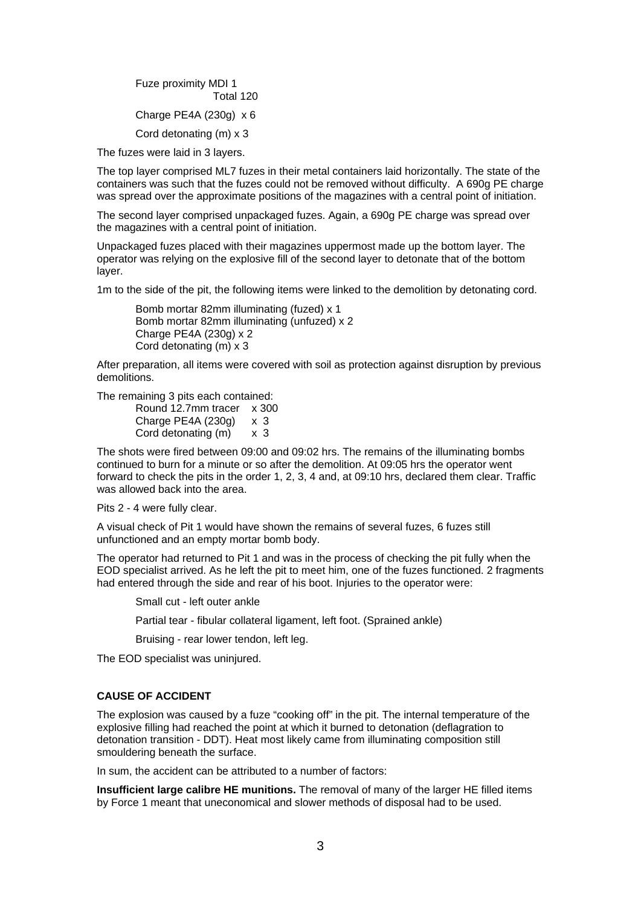Fuze proximity MDI 1
Total 120

Charge PE4A (230g) x 6

Cord detonating (m) x 3

The fuzes were laid in 3 layers.

The top layer comprised ML7 fuzes in their metal containers laid horizontally. The state of the containers was such that the fuzes could not be removed without difficulty. A 690g PE charge was spread over the approximate positions of the magazines with a central point of initiation.

The second layer comprised unpackaged fuzes. Again, a 690g PE charge was spread over the magazines with a central point of initiation.

Unpackaged fuzes placed with their magazines uppermost made up the bottom layer. The operator was relying on the explosive fill of the second layer to detonate that of the bottom layer.

1m to the side of the pit, the following items were linked to the demolition by detonating cord.

Bomb mortar 82mm illuminating (fuzed) x 1
Bomb mortar 82mm illuminating (unfuzed) x 2
Charge PE4A (230g) x 2
Cord detonating (m) x 3

After preparation, all items were covered with soil as protection against disruption by previous demolitions.

The remaining 3 pits each contained:

Round 12.7mm tracer x 300
Charge PE4A (230g) x 3
Cord detonating (m) x 3

The shots were fired between 09:00 and 09:02 hrs. The remains of the illuminating bombs continued to burn for a minute or so after the demolition. At 09:05 hrs the operator went forward to check the pits in the order 1, 2, 3, 4 and, at 09:10 hrs, declared them clear. Traffic was allowed back into the area.

Pits 2 - 4 were fully clear.

A visual check of Pit 1 would have shown the remains of several fuzes, 6 fuzes still unfunctioned and an empty mortar bomb body.

The operator had returned to Pit 1 and was in the process of checking the pit fully when the EOD specialist arrived. As he left the pit to meet him, one of the fuzes functioned. 2 fragments had entered through the side and rear of his boot. Injuries to the operator were:

Small cut - left outer ankle

Partial tear - fibular collateral ligament, left foot. (Sprained ankle)

Bruising - rear lower tendon, left leg.

The EOD specialist was uninjured.

**CAUSE OF ACCIDENT**

The explosion was caused by a fuze "cooking off" in the pit. The internal temperature of the explosive filling had reached the point at which it burned to detonation (deflagration to detonation transition - DDT). Heat most likely came from illuminating composition still smouldering beneath the surface.

In sum, the accident can be attributed to a number of factors:

**Insufficient large calibre HE munitions.** The removal of many of the larger HE filled items by Force 1 meant that uneconomical and slower methods of disposal had to be used.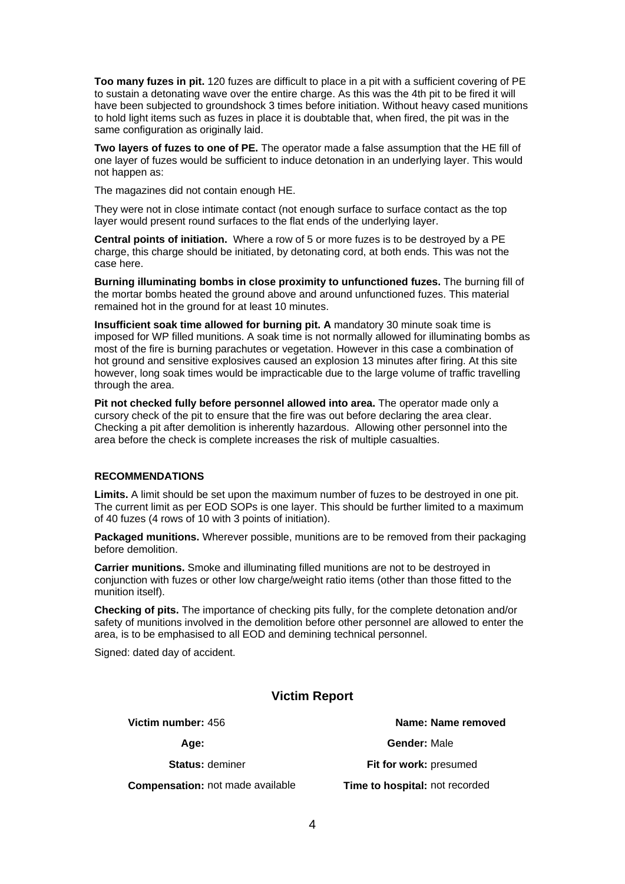**Too many fuzes in pit.** 120 fuzes are difficult to place in a pit with a sufficient covering of PE to sustain a detonating wave over the entire charge. As this was the 4th pit to be fired it will have been subjected to groundshock 3 times before initiation. Without heavy cased munitions to hold light items such as fuzes in place it is doubtable that, when fired, the pit was in the same configuration as originally laid.

**Two layers of fuzes to one of PE.** The operator made a false assumption that the HE fill of one layer of fuzes would be sufficient to induce detonation in an underlying layer. This would not happen as:

The magazines did not contain enough HE.

They were not in close intimate contact (not enough surface to surface contact as the top layer would present round surfaces to the flat ends of the underlying layer.

**Central points of initiation.** Where a row of 5 or more fuzes is to be destroyed by a PE charge, this charge should be initiated, by detonating cord, at both ends. This was not the case here.

**Burning illuminating bombs in close proximity to unfunctioned fuzes.** The burning fill of the mortar bombs heated the ground above and around unfunctioned fuzes. This material remained hot in the ground for at least 10 minutes.

**Insufficient soak time allowed for burning pit. A** mandatory 30 minute soak time is imposed for WP filled munitions. A soak time is not normally allowed for illuminating bombs as most of the fire is burning parachutes or vegetation. However in this case a combination of hot ground and sensitive explosives caused an explosion 13 minutes after firing. At this site however, long soak times would be impracticable due to the large volume of traffic travelling through the area.

**Pit not checked fully before personnel allowed into area.** The operator made only a cursory check of the pit to ensure that the fire was out before declaring the area clear. Checking a pit after demolition is inherently hazardous. Allowing other personnel into the area before the check is complete increases the risk of multiple casualties.

**RECOMMENDATIONS**

**Limits.** A limit should be set upon the maximum number of fuzes to be destroyed in one pit. The current limit as per EOD SOPs is one layer. This should be further limited to a maximum of 40 fuzes (4 rows of 10 with 3 points of initiation).

**Packaged munitions.** Wherever possible, munitions are to be removed from their packaging before demolition.

**Carrier munitions.** Smoke and illuminating filled munitions are not to be destroyed in conjunction with fuzes or other low charge/weight ratio items (other than those fitted to the munition itself).

**Checking of pits.** The importance of checking pits fully, for the complete detonation and/or safety of munitions involved in the demolition before other personnel are allowed to enter the area, is to be emphasised to all EOD and demining technical personnel.

Signed: dated day of accident.

## Victim Report

| | |
|---|---|
| **Victim number:** 456 | **Name: Name removed** |
| **Age:** | **Gender:** Male |
| **Status:** deminer | **Fit for work:** presumed |
| **Compensation:** not made available | **Time to hospital:** not recorded |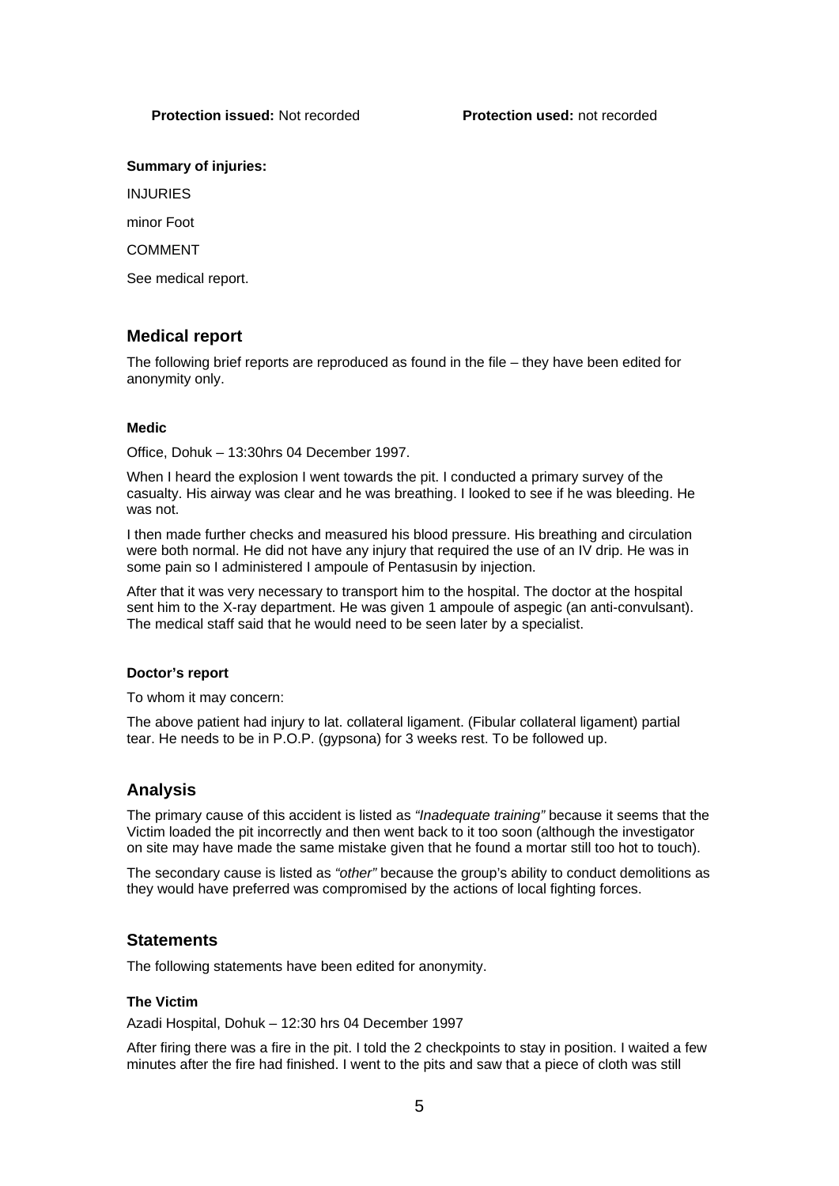**Protection issued:** Not recorded **Protection used:** not recorded

**Summary of injuries:**

INJURIES

minor Foot

COMMENT

See medical report.

## Medical report

The following brief reports are reproduced as found in the file – they have been edited for anonymity only.

#### Medic

Office, Dohuk – 13:30hrs 04 December 1997.

When I heard the explosion I went towards the pit. I conducted a primary survey of the casualty. His airway was clear and he was breathing. I looked to see if he was bleeding. He was not.

I then made further checks and measured his blood pressure. His breathing and circulation were both normal. He did not have any injury that required the use of an IV drip. He was in some pain so I administered I ampoule of Pentasusin by injection.

After that it was very necessary to transport him to the hospital. The doctor at the hospital sent him to the X-ray department. He was given 1 ampoule of aspegic (an anti-convulsant). The medical staff said that he would need to be seen later by a specialist.

#### Doctor's report

To whom it may concern:

The above patient had injury to lat. collateral ligament. (Fibular collateral ligament) partial tear. He needs to be in P.O.P. (gypsona) for 3 weeks rest. To be followed up.

## Analysis

The primary cause of this accident is listed as *"Inadequate training"* because it seems that the Victim loaded the pit incorrectly and then went back to it too soon (although the investigator on site may have made the same mistake given that he found a mortar still too hot to touch).

The secondary cause is listed as *"other"* because the group's ability to conduct demolitions as they would have preferred was compromised by the actions of local fighting forces.

## Statements

The following statements have been edited for anonymity.

#### The Victim

Azadi Hospital, Dohuk – 12:30 hrs 04 December 1997

After firing there was a fire in the pit. I told the 2 checkpoints to stay in position. I waited a few minutes after the fire had finished. I went to the pits and saw that a piece of cloth was still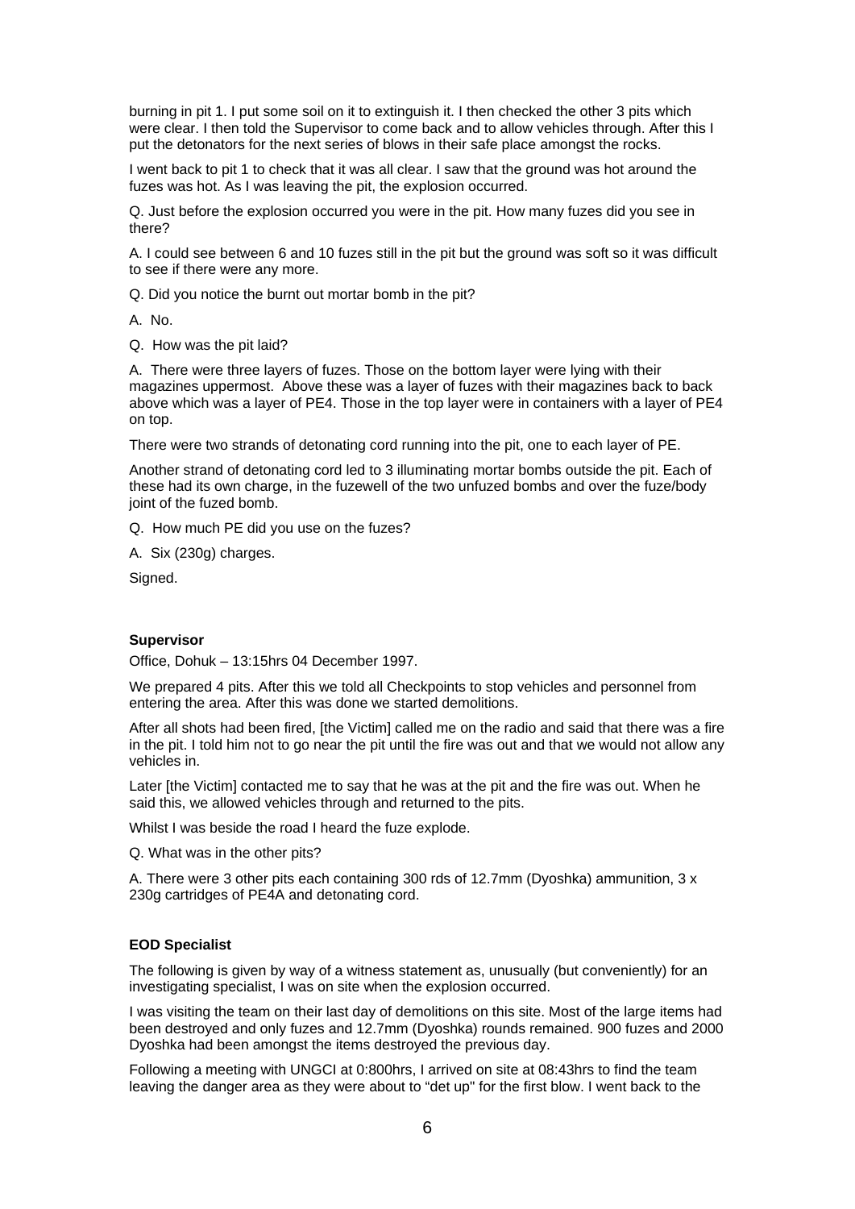burning in pit 1. I put some soil on it to extinguish it. I then checked the other 3 pits which were clear. I then told the Supervisor to come back and to allow vehicles through. After this I put the detonators for the next series of blows in their safe place amongst the rocks.

I went back to pit 1 to check that it was all clear. I saw that the ground was hot around the fuzes was hot. As I was leaving the pit, the explosion occurred.

Q. Just before the explosion occurred you were in the pit. How many fuzes did you see in there?

A. I could see between 6 and 10 fuzes still in the pit but the ground was soft so it was difficult to see if there were any more.

Q. Did you notice the burnt out mortar bomb in the pit?

A. No.

Q. How was the pit laid?

A. There were three layers of fuzes. Those on the bottom layer were lying with their magazines uppermost. Above these was a layer of fuzes with their magazines back to back above which was a layer of PE4. Those in the top layer were in containers with a layer of PE4 on top.

There were two strands of detonating cord running into the pit, one to each layer of PE.

Another strand of detonating cord led to 3 illuminating mortar bombs outside the pit. Each of these had its own charge, in the fuzewell of the two unfuzed bombs and over the fuze/body joint of the fuzed bomb.

Q. How much PE did you use on the fuzes?

A. Six (230g) charges.

Signed.

**Supervisor**

Office, Dohuk – 13:15hrs 04 December 1997.

We prepared 4 pits. After this we told all Checkpoints to stop vehicles and personnel from entering the area. After this was done we started demolitions.

After all shots had been fired, [the Victim] called me on the radio and said that there was a fire in the pit. I told him not to go near the pit until the fire was out and that we would not allow any vehicles in.

Later [the Victim] contacted me to say that he was at the pit and the fire was out. When he said this, we allowed vehicles through and returned to the pits.

Whilst I was beside the road I heard the fuze explode.

Q. What was in the other pits?

A. There were 3 other pits each containing 300 rds of 12.7mm (Dyoshka) ammunition, 3 x 230g cartridges of PE4A and detonating cord.

**EOD Specialist**

The following is given by way of a witness statement as, unusually (but conveniently) for an investigating specialist, I was on site when the explosion occurred.

I was visiting the team on their last day of demolitions on this site. Most of the large items had been destroyed and only fuzes and 12.7mm (Dyoshka) rounds remained. 900 fuzes and 2000 Dyoshka had been amongst the items destroyed the previous day.

Following a meeting with UNGCI at 0:800hrs, I arrived on site at 08:43hrs to find the team leaving the danger area as they were about to "det up" for the first blow. I went back to the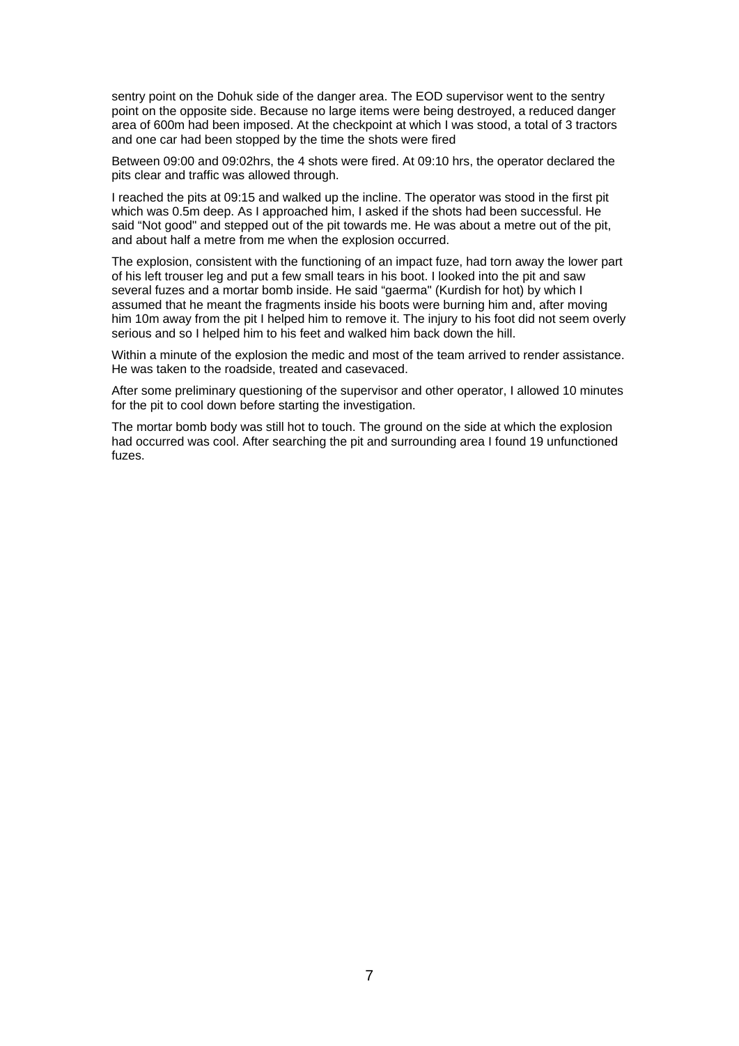sentry point on the Dohuk side of the danger area. The EOD supervisor went to the sentry point on the opposite side. Because no large items were being destroyed, a reduced danger area of 600m had been imposed. At the checkpoint at which I was stood, a total of 3 tractors and one car had been stopped by the time the shots were fired

Between 09:00 and 09:02hrs, the 4 shots were fired. At 09:10 hrs, the operator declared the pits clear and traffic was allowed through.

I reached the pits at 09:15 and walked up the incline. The operator was stood in the first pit which was 0.5m deep. As I approached him, I asked if the shots had been successful. He said “Not good" and stepped out of the pit towards me. He was about a metre out of the pit, and about half a metre from me when the explosion occurred.

The explosion, consistent with the functioning of an impact fuze, had torn away the lower part of his left trouser leg and put a few small tears in his boot. I looked into the pit and saw several fuzes and a mortar bomb inside. He said “gaerma" (Kurdish for hot) by which I assumed that he meant the fragments inside his boots were burning him and, after moving him 10m away from the pit I helped him to remove it. The injury to his foot did not seem overly serious and so I helped him to his feet and walked him back down the hill.

Within a minute of the explosion the medic and most of the team arrived to render assistance. He was taken to the roadside, treated and casevaced.

After some preliminary questioning of the supervisor and other operator, I allowed 10 minutes for the pit to cool down before starting the investigation.

The mortar bomb body was still hot to touch. The ground on the side at which the explosion had occurred was cool. After searching the pit and surrounding area I found 19 unfunctioned fuzes.